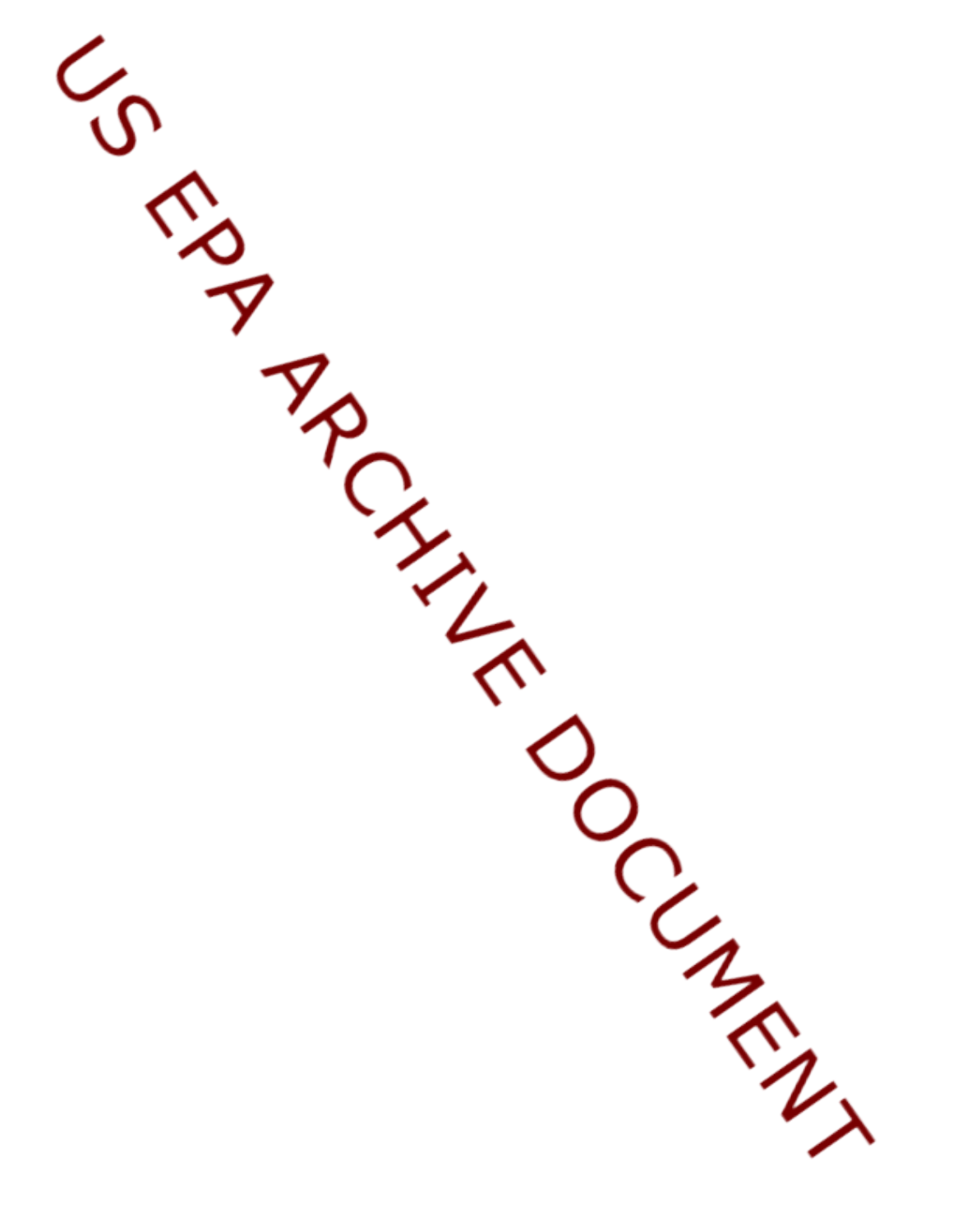US EPA ARCHIVE DOCUMENT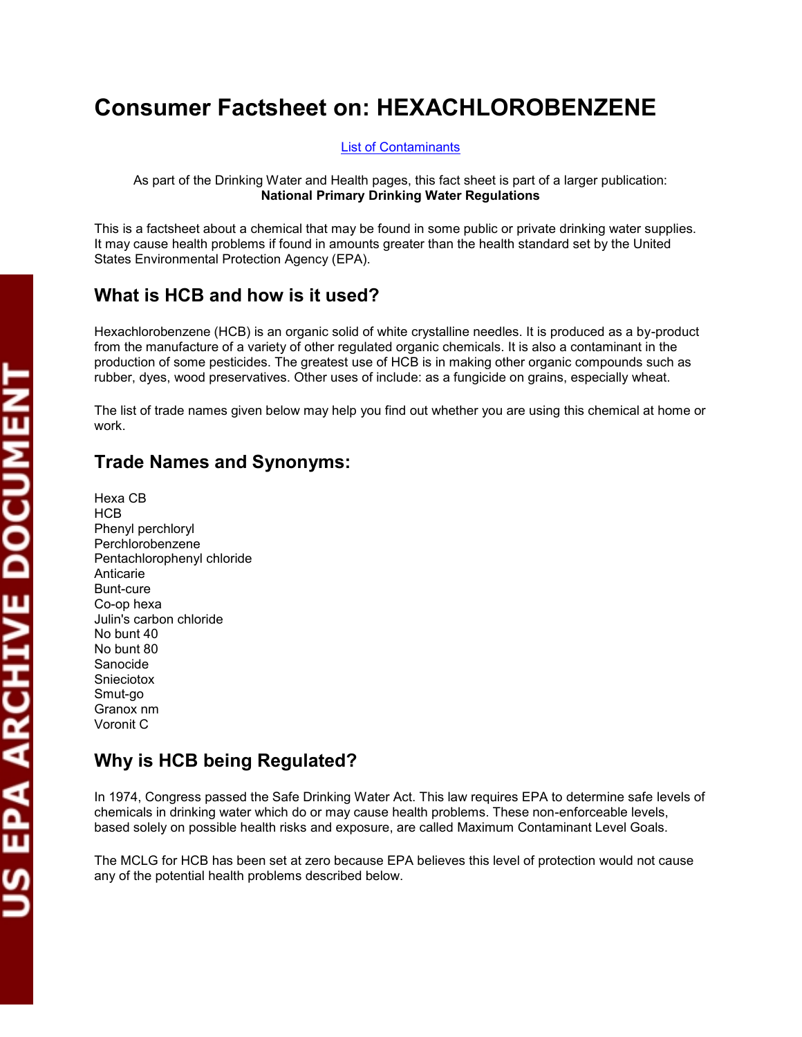# Consumer Factsheet on: HEXACHLOROBENZENE

List of Contaminants

As part of the Drinking Water and Health pages, this fact sheet is part of a larger publication:
**National Primary Drinking Water Regulations**

This is a factsheet about a chemical that may be found in some public or private drinking water supplies. It may cause health problems if found in amounts greater than the health standard set by the United States Environmental Protection Agency (EPA).

## What is HCB and how is it used?

Hexachlorobenzene (HCB) is an organic solid of white crystalline needles. It is produced as a by-product from the manufacture of a variety of other regulated organic chemicals. It is also a contaminant in the production of some pesticides. The greatest use of HCB is in making other organic compounds such as rubber, dyes, wood preservatives. Other uses of include: as a fungicide on grains, especially wheat.

The list of trade names given below may help you find out whether you are using this chemical at home or work.

## Trade Names and Synonyms:

Hexa CB
HCB
Phenyl perchloryl
Perchlorobenzene
Pentachlorophenyl chloride
Anticarie
Bunt-cure
Co-op hexa
Julin's carbon chloride
No bunt 40
No bunt 80
Sanocide
Snieciotox
Smut-go
Granox nm
Voronit C

## Why is HCB being Regulated?

In 1974, Congress passed the Safe Drinking Water Act. This law requires EPA to determine safe levels of chemicals in drinking water which do or may cause health problems. These non-enforceable levels, based solely on possible health risks and exposure, are called Maximum Contaminant Level Goals.

The MCLG for HCB has been set at zero because EPA believes this level of protection would not cause any of the potential health problems described below.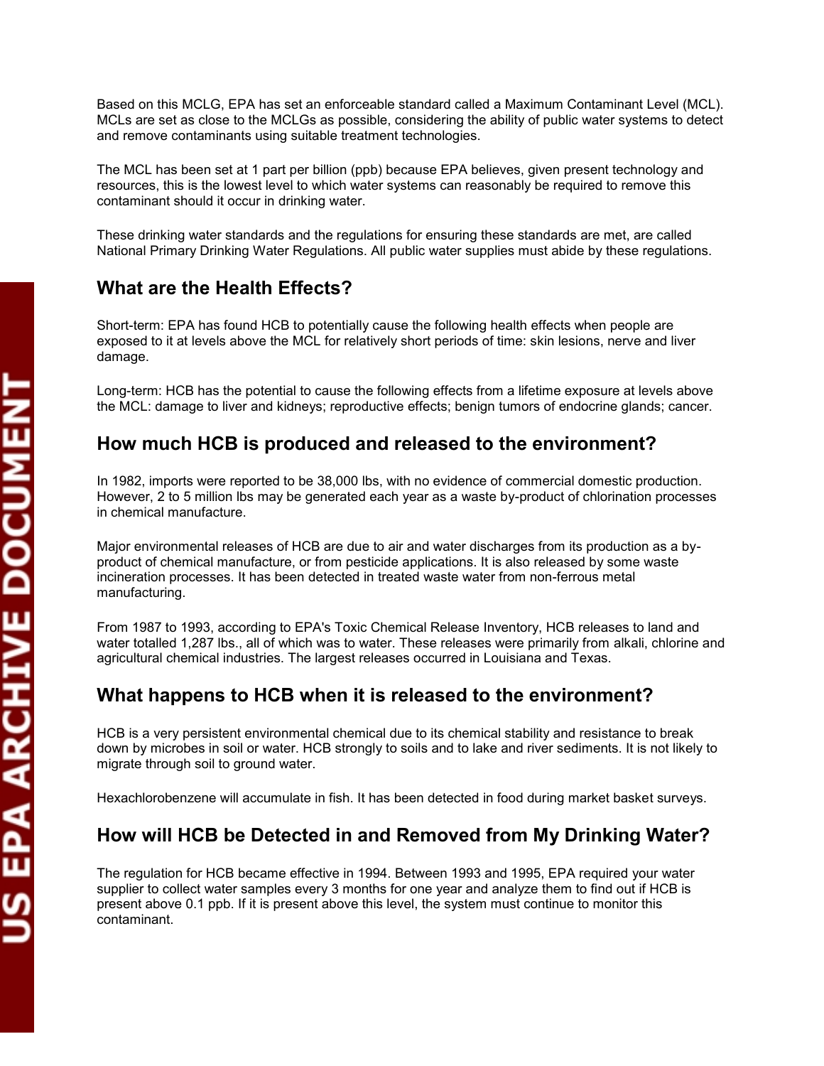Based on this MCLG, EPA has set an enforceable standard called a Maximum Contaminant Level (MCL). MCLs are set as close to the MCLGs as possible, considering the ability of public water systems to detect and remove contaminants using suitable treatment technologies.

The MCL has been set at 1 part per billion (ppb) because EPA believes, given present technology and resources, this is the lowest level to which water systems can reasonably be required to remove this contaminant should it occur in drinking water.

These drinking water standards and the regulations for ensuring these standards are met, are called National Primary Drinking Water Regulations. All public water supplies must abide by these regulations.

## What are the Health Effects?

Short-term: EPA has found HCB to potentially cause the following health effects when people are exposed to it at levels above the MCL for relatively short periods of time: skin lesions, nerve and liver damage.

Long-term: HCB has the potential to cause the following effects from a lifetime exposure at levels above the MCL: damage to liver and kidneys; reproductive effects; benign tumors of endocrine glands; cancer.

## How much HCB is produced and released to the environment?

In 1982, imports were reported to be 38,000 lbs, with no evidence of commercial domestic production. However, 2 to 5 million lbs may be generated each year as a waste by-product of chlorination processes in chemical manufacture.

Major environmental releases of HCB are due to air and water discharges from its production as a by-product of chemical manufacture, or from pesticide applications. It is also released by some waste incineration processes. It has been detected in treated waste water from non-ferrous metal manufacturing.

From 1987 to 1993, according to EPA's Toxic Chemical Release Inventory, HCB releases to land and water totalled 1,287 lbs., all of which was to water. These releases were primarily from alkali, chlorine and agricultural chemical industries. The largest releases occurred in Louisiana and Texas.

## What happens to HCB when it is released to the environment?

HCB is a very persistent environmental chemical due to its chemical stability and resistance to break down by microbes in soil or water. HCB strongly to soils and to lake and river sediments. It is not likely to migrate through soil to ground water.

Hexachlorobenzene will accumulate in fish. It has been detected in food during market basket surveys.

## How will HCB be Detected in and Removed from My Drinking Water?

The regulation for HCB became effective in 1994. Between 1993 and 1995, EPA required your water supplier to collect water samples every 3 months for one year and analyze them to find out if HCB is present above 0.1 ppb. If it is present above this level, the system must continue to monitor this contaminant.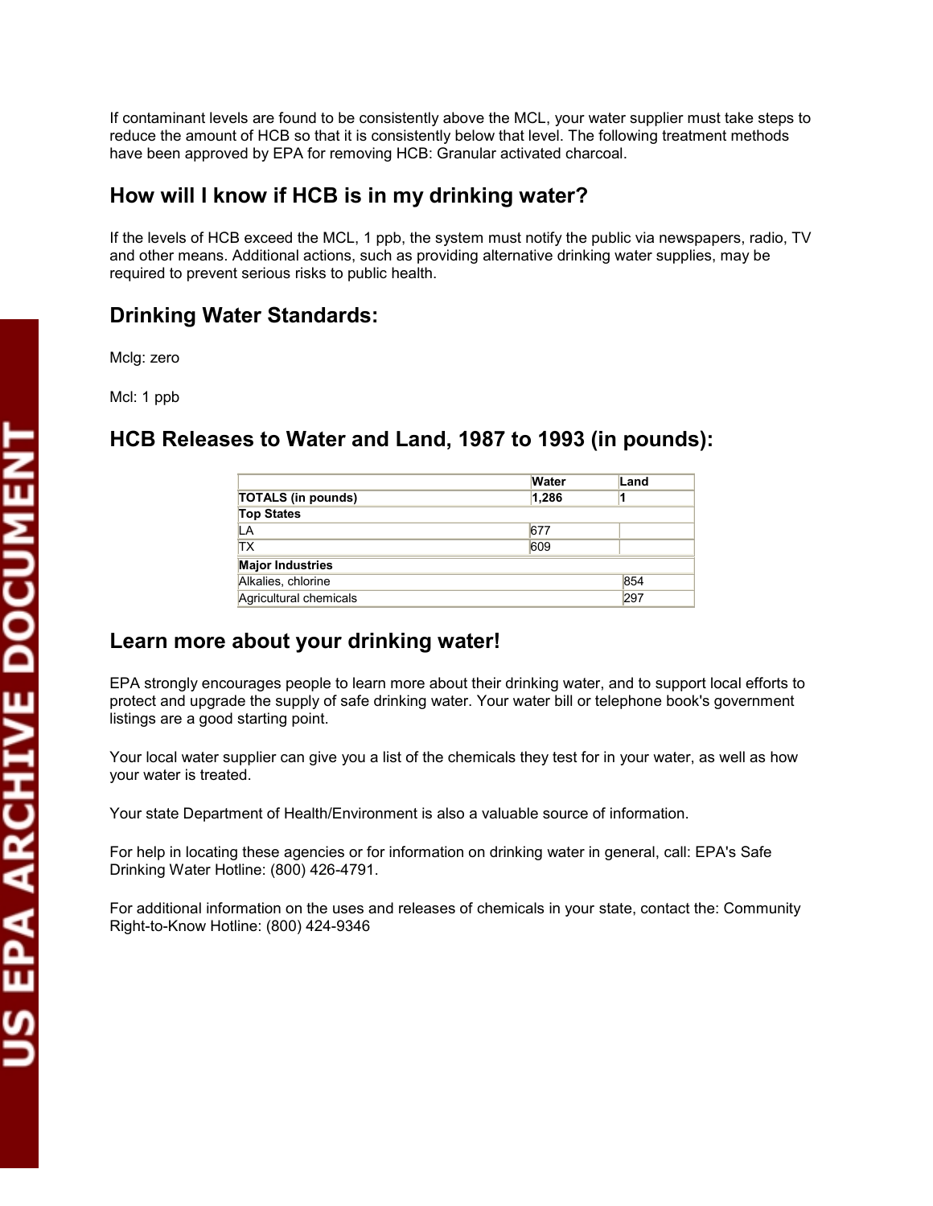If contaminant levels are found to be consistently above the MCL, your water supplier must take steps to reduce the amount of HCB so that it is consistently below that level. The following treatment methods have been approved by EPA for removing HCB: Granular activated charcoal.

## How will I know if HCB is in my drinking water?

If the levels of HCB exceed the MCL, 1 ppb, the system must notify the public via newspapers, radio, TV and other means. Additional actions, such as providing alternative drinking water supplies, may be required to prevent serious risks to public health.

## Drinking Water Standards:

Mclg: zero

Mcl: 1 ppb

## HCB Releases to Water and Land, 1987 to 1993 (in pounds):

| | Water | Land |
|---|---|---|
| **TOTALS (in pounds)** | **1,286** | **1** |
| **Top States** | | |
| LA | 677 | |
| TX | 609 | |
| **Major Industries** | | |
| Alkalies, chlorine | | 854 |
| Agricultural chemicals | | 297 |

## Learn more about your drinking water!

EPA strongly encourages people to learn more about their drinking water, and to support local efforts to protect and upgrade the supply of safe drinking water. Your water bill or telephone book's government listings are a good starting point.

Your local water supplier can give you a list of the chemicals they test for in your water, as well as how your water is treated.

Your state Department of Health/Environment is also a valuable source of information.

For help in locating these agencies or for information on drinking water in general, call: EPA's Safe Drinking Water Hotline: (800) 426-4791.

For additional information on the uses and releases of chemicals in your state, contact the: Community Right-to-Know Hotline: (800) 424-9346